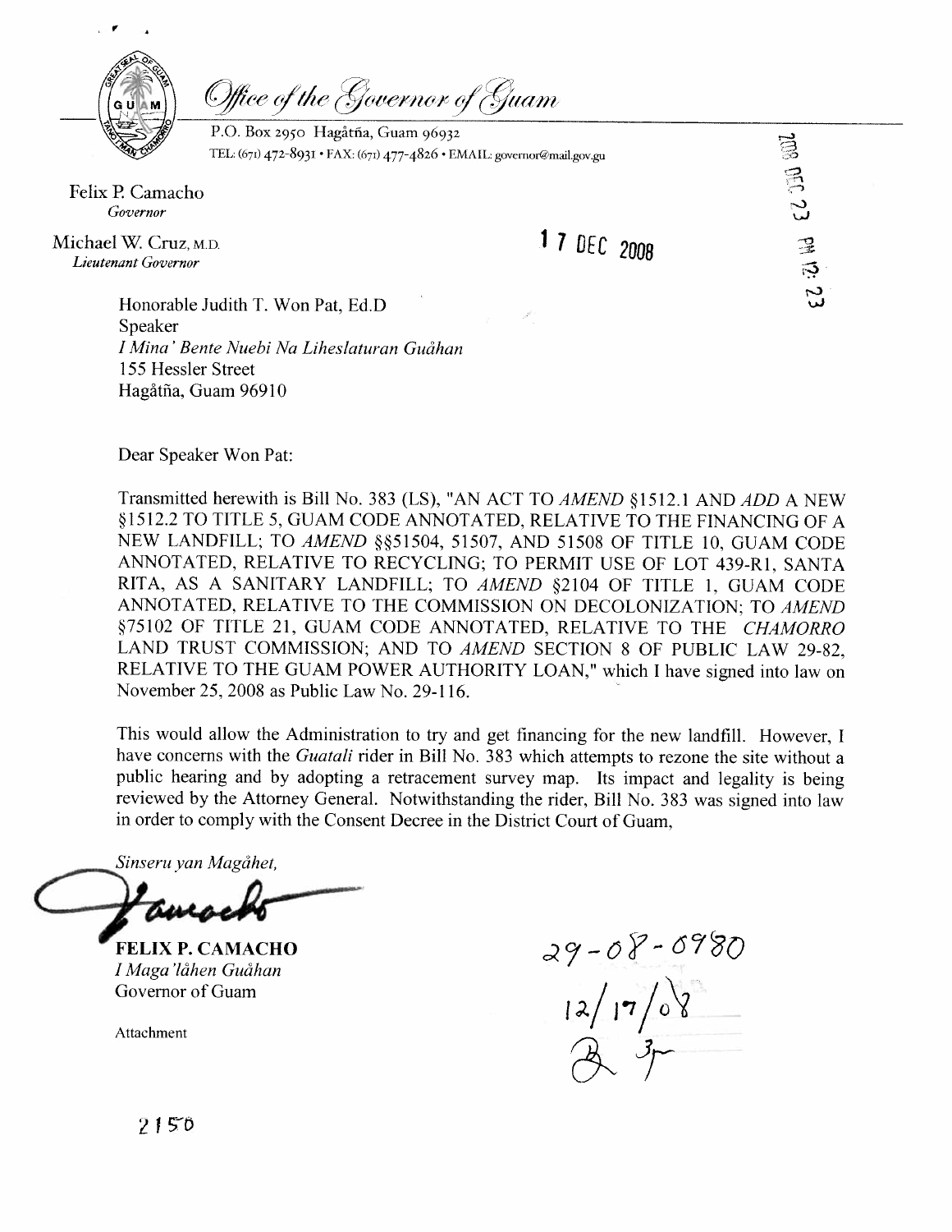*Office of the Governor of Guam*

P.O. Box 2950 Hagåtña, Guam 96932
TEL: (671) 472-8931 • FAX: (671) 477-4826 • EMAIL: governor@mail.gov.gu

2008 DEC 23 PM 12: 23

Felix P. Camacho
*Governor*

Michael W. Cruz, M.D.
*Lieutenant Governor*

17 DEC 2008

Honorable Judith T. Won Pat, Ed.D
Speaker
*I Mina' Bente Nuebi Na Liheslaturan Guåhan*
155 Hessler Street
Hagåtña, Guam 96910

Dear Speaker Won Pat:

Transmitted herewith is Bill No. 383 (LS), "AN ACT TO *AMEND* §1512.1 AND *ADD* A NEW §1512.2 TO TITLE 5, GUAM CODE ANNOTATED, RELATIVE TO THE FINANCING OF A NEW LANDFILL; TO *AMEND* §§51504, 51507, AND 51508 OF TITLE 10, GUAM CODE ANNOTATED, RELATIVE TO RECYCLING; TO PERMIT USE OF LOT 439-R1, SANTA RITA, AS A SANITARY LANDFILL; TO *AMEND* §2104 OF TITLE 1, GUAM CODE ANNOTATED, RELATIVE TO THE COMMISSION ON DECOLONIZATION; TO *AMEND* §75102 OF TITLE 21, GUAM CODE ANNOTATED, RELATIVE TO THE *CHAMORRO* LAND TRUST COMMISSION; AND TO *AMEND* SECTION 8 OF PUBLIC LAW 29-82, RELATIVE TO THE GUAM POWER AUTHORITY LOAN," which I have signed into law on November 25, 2008 as Public Law No. 29-116.

This would allow the Administration to try and get financing for the new landfill. However, I have concerns with the *Guatali* rider in Bill No. 383 which attempts to rezone the site without a public hearing and by adopting a retracement survey map. Its impact and legality is being reviewed by the Attorney General. Notwithstanding the rider, Bill No. 383 was signed into law in order to comply with the Consent Decree in the District Court of Guam,

*Sinseru yan Magåhet,*

**FELIX P. CAMACHO**
*I Maga'låhen Guåhan*
Governor of Guam

Attachment

29-08-0980
12/17/08

2150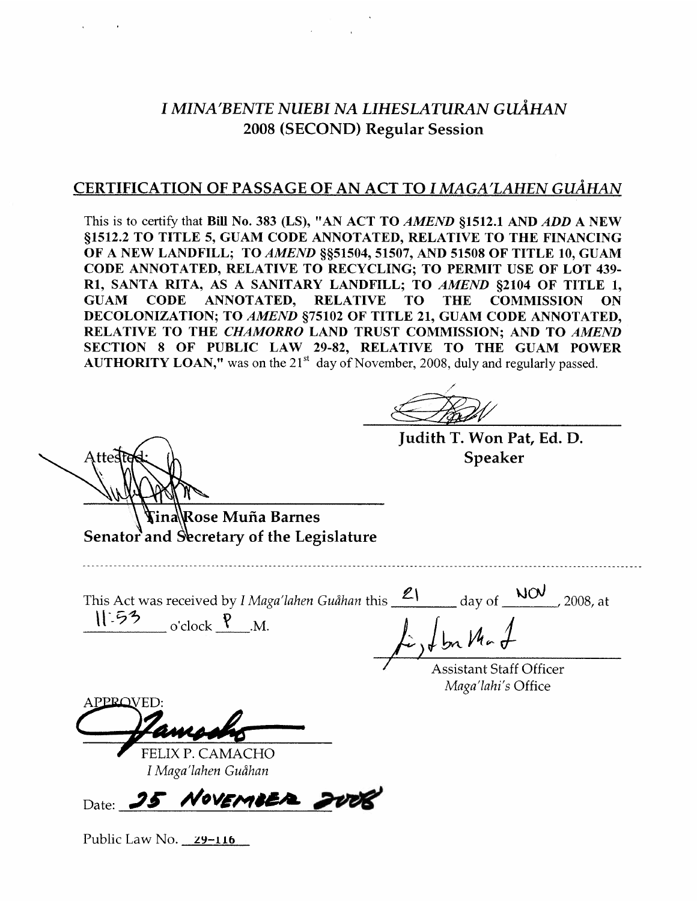## *I MINA'BENTE NUEBI NA LIHESLATURAN GUÅHAN*
## 2008 (SECOND) Regular Session

### CERTIFICATION OF PASSAGE OF AN ACT TO *I MAGA'LAHEN GUÅHAN*

This is to certify that **Bill No. 383 (LS), "AN ACT TO *AMEND* §1512.1 AND *ADD* A NEW §1512.2 TO TITLE 5, GUAM CODE ANNOTATED, RELATIVE TO THE FINANCING OF A NEW LANDFILL; TO *AMEND* §§51504, 51507, AND 51508 OF TITLE 10, GUAM CODE ANNOTATED, RELATIVE TO RECYCLING; TO PERMIT USE OF LOT 439-R1, SANTA RITA, AS A SANITARY LANDFILL; TO *AMEND* §2104 OF TITLE 1, GUAM CODE ANNOTATED, RELATIVE TO THE COMMISSION ON DECOLONIZATION; TO *AMEND* §75102 OF TITLE 21, GUAM CODE ANNOTATED, RELATIVE TO THE *CHAMORRO* LAND TRUST COMMISSION; AND TO *AMEND* SECTION 8 OF PUBLIC LAW 29-82, RELATIVE TO THE GUAM POWER AUTHORITY LOAN,"** was on the 21st day of November, 2008, duly and regularly passed.

**Judith T. Won Pat, Ed. D.**
**Speaker**

Attested:

**Tina Rose Muña Barnes**
**Senator and Secretary of the Legislature**

---

This Act was received by *I Maga'lahen Guåhan* this 21 day of NOV, 2008, at 11:53 o'clock P.M.

Assistant Staff Officer
*Maga'lahi's* Office

APPROVED:

FELIX P. CAMACHO
*I Maga'lahen Guåhan*

Date: 25 NOVEMBER 2008

Public Law No. 29-116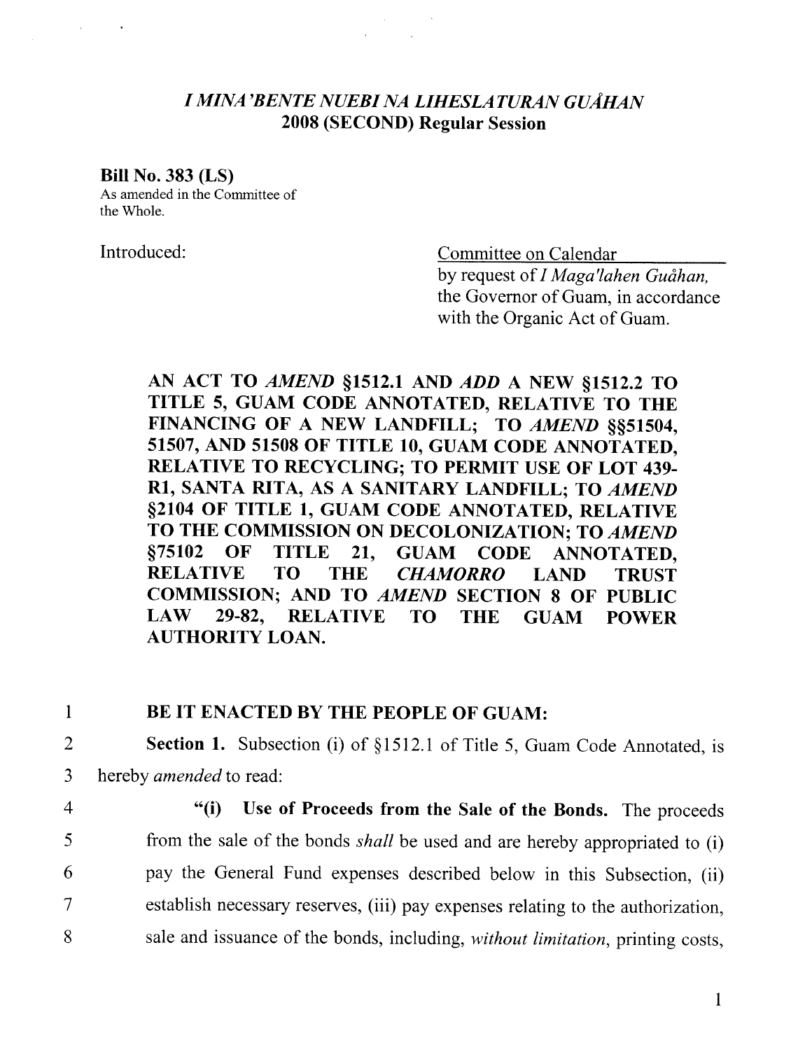*I MINA'BENTE NUEBI NA LIHESLATURAN GUÅHAN*
**2008 (SECOND) Regular Session**

**Bill No. 383 (LS)**
As amended in the Committee of the Whole.

Introduced:

Committee on Calendar
by request of *I Maga'lahen Guåhan*, the Governor of Guam, in accordance with the Organic Act of Guam.

**AN ACT TO *AMEND* §1512.1 AND *ADD* A NEW §1512.2 TO TITLE 5, GUAM CODE ANNOTATED, RELATIVE TO THE FINANCING OF A NEW LANDFILL; TO *AMEND* §§51504, 51507, AND 51508 OF TITLE 10, GUAM CODE ANNOTATED, RELATIVE TO RECYCLING; TO PERMIT USE OF LOT 439-R1, SANTA RITA, AS A SANITARY LANDFILL; TO *AMEND* §2104 OF TITLE 1, GUAM CODE ANNOTATED, RELATIVE TO THE COMMISSION ON DECOLONIZATION; TO *AMEND* §75102 OF TITLE 21, GUAM CODE ANNOTATED, RELATIVE TO THE *CHAMORRO* LAND TRUST COMMISSION; AND TO *AMEND* SECTION 8 OF PUBLIC LAW 29-82, RELATIVE TO THE GUAM POWER AUTHORITY LOAN.**

1 **BE IT ENACTED BY THE PEOPLE OF GUAM:**

2 **Section 1.** Subsection (i) of §1512.1 of Title 5, Guam Code Annotated, is
3 hereby *amended* to read:

4 "**(i) Use of Proceeds from the Sale of the Bonds.** The proceeds
5 from the sale of the bonds *shall* be used and are hereby appropriated to (i)
6 pay the General Fund expenses described below in this Subsection, (ii)
7 establish necessary reserves, (iii) pay expenses relating to the authorization,
8 sale and issuance of the bonds, including, *without limitation*, printing costs,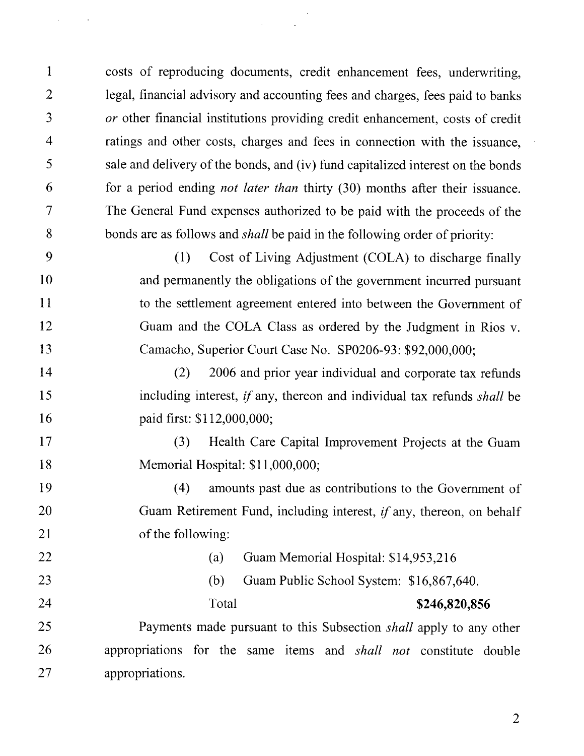costs of reproducing documents, credit enhancement fees, underwriting, legal, financial advisory and accounting fees and charges, fees paid to banks *or* other financial institutions providing credit enhancement, costs of credit ratings and other costs, charges and fees in connection with the issuance, sale and delivery of the bonds, and (iv) fund capitalized interest on the bonds for a period ending *not later than* thirty (30) months after their issuance. The General Fund expenses authorized to be paid with the proceeds of the bonds are as follows and *shall* be paid in the following order of priority:

(1) Cost of Living Adjustment (COLA) to discharge finally and permanently the obligations of the government incurred pursuant to the settlement agreement entered into between the Government of Guam and the COLA Class as ordered by the Judgment in Rios v. Camacho, Superior Court Case No. SP0206-93: $92,000,000;

(2) 2006 and prior year individual and corporate tax refunds including interest, *if* any, thereon and individual tax refunds *shall* be paid first: $112,000,000;

(3) Health Care Capital Improvement Projects at the Guam Memorial Hospital: $11,000,000;

(4) amounts past due as contributions to the Government of Guam Retirement Fund, including interest, *if* any, thereon, on behalf of the following:

(a) Guam Memorial Hospital: $14,953,216

(b) Guam Public School System: $16,867,640.

Total **$246,820,856**

Payments made pursuant to this Subsection *shall* apply to any other appropriations for the same items and *shall not* constitute double appropriations.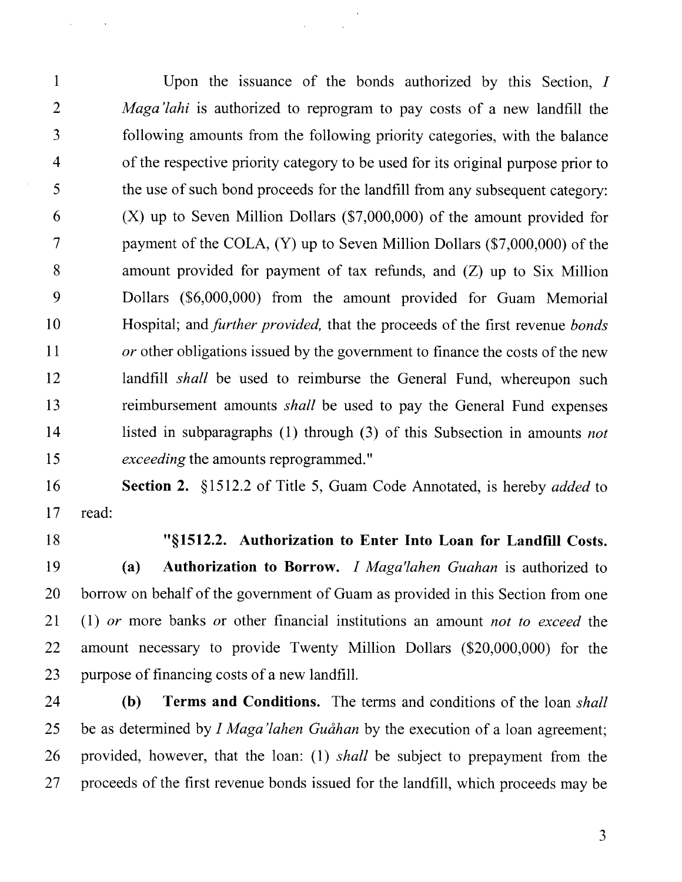Upon the issuance of the bonds authorized by this Section, *I Maga'lahi* is authorized to reprogram to pay costs of a new landfill the following amounts from the following priority categories, with the balance of the respective priority category to be used for its original purpose prior to the use of such bond proceeds for the landfill from any subsequent category: (X) up to Seven Million Dollars ($7,000,000) of the amount provided for payment of the COLA, (Y) up to Seven Million Dollars ($7,000,000) of the amount provided for payment of tax refunds, and (Z) up to Six Million Dollars ($6,000,000) from the amount provided for Guam Memorial Hospital; and *further provided,* that the proceeds of the first revenue *bonds or* other obligations issued by the government to finance the costs of the new landfill *shall* be used to reimburse the General Fund, whereupon such reimbursement amounts *shall* be used to pay the General Fund expenses listed in subparagraphs (1) through (3) of this Subsection in amounts *not exceeding* the amounts reprogrammed."

**Section 2.** §1512.2 of Title 5, Guam Code Annotated, is hereby *added* to read:

**"§1512.2. Authorization to Enter Into Loan for Landfill Costs.**

**(a) Authorization to Borrow.** *I Maga'lahen Guahan* is authorized to borrow on behalf of the government of Guam as provided in this Section from one (1) *or* more banks *o*r other financial institutions an amount *not to exceed* the amount necessary to provide Twenty Million Dollars ($20,000,000) for the purpose of financing costs of a new landfill.

**(b) Terms and Conditions.** The terms and conditions of the loan *shall* be as determined by *I Maga'lahen Guåhan* by the execution of a loan agreement; provided, however, that the loan: (1) *shall* be subject to prepayment from the proceeds of the first revenue bonds issued for the landfill, which proceeds may be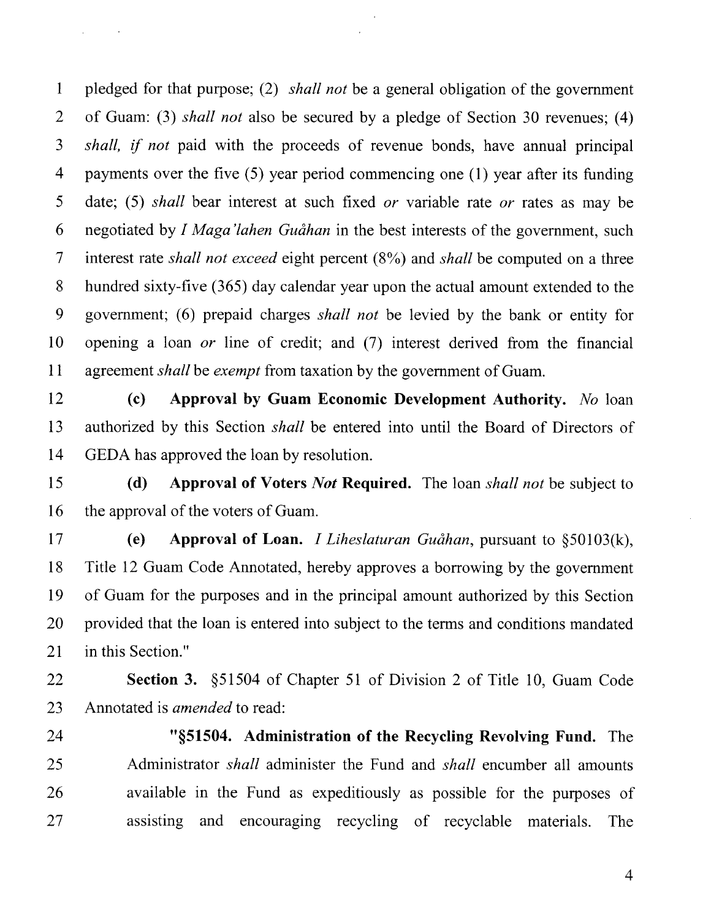pledged for that purpose; (2) *shall not* be a general obligation of the government of Guam: (3) *shall not* also be secured by a pledge of Section 30 revenues; (4) *shall, if not* paid with the proceeds of revenue bonds, have annual principal payments over the five (5) year period commencing one (1) year after its funding date; (5) *shall* bear interest at such fixed *or* variable rate *or* rates as may be negotiated by *I Maga'lahen Guåhan* in the best interests of the government, such interest rate *shall not exceed* eight percent (8%) and *shall* be computed on a three hundred sixty-five (365) day calendar year upon the actual amount extended to the government; (6) prepaid charges *shall not* be levied by the bank or entity for opening a loan *or* line of credit; and (7) interest derived from the financial agreement *shall* be *exempt* from taxation by the government of Guam.

**(c) Approval by Guam Economic Development Authority.** *No* loan authorized by this Section *shall* be entered into until the Board of Directors of GEDA has approved the loan by resolution.

**(d) Approval of Voters *Not* Required.** The loan *shall not* be subject to the approval of the voters of Guam.

**(e) Approval of Loan.** *I Liheslaturan Guåhan*, pursuant to §50103(k), Title 12 Guam Code Annotated, hereby approves a borrowing by the government of Guam for the purposes and in the principal amount authorized by this Section provided that the loan is entered into subject to the terms and conditions mandated in this Section."

**Section 3.** §51504 of Chapter 51 of Division 2 of Title 10, Guam Code Annotated is *amended* to read:

> **"§51504. Administration of the Recycling Revolving Fund.** The Administrator *shall* administer the Fund and *shall* encumber all amounts available in the Fund as expeditiously as possible for the purposes of assisting and encouraging recycling of recyclable materials. The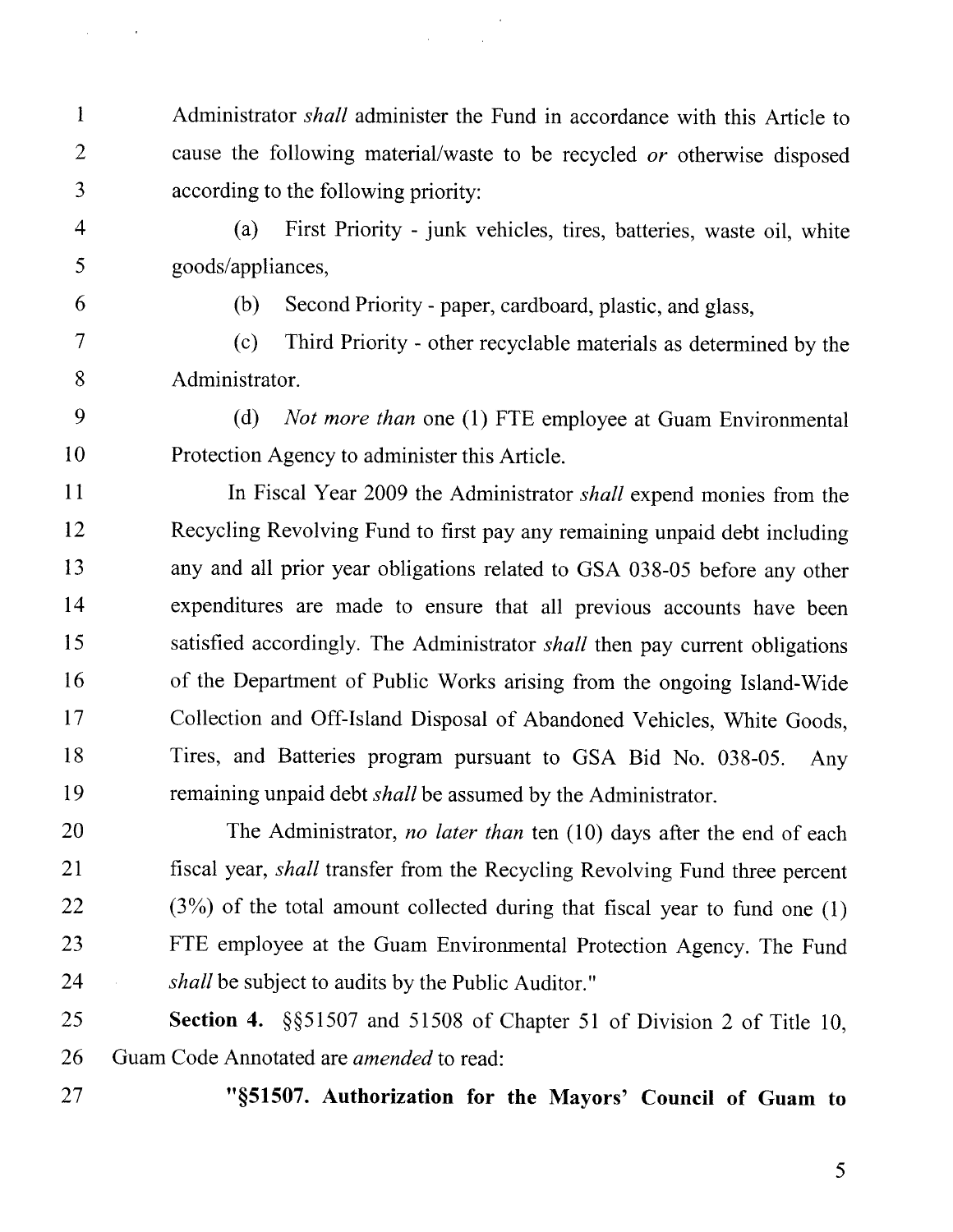Administrator *shall* administer the Fund in accordance with this Article to cause the following material/waste to be recycled *or* otherwise disposed according to the following priority:

(a) First Priority - junk vehicles, tires, batteries, waste oil, white goods/appliances,

(b) Second Priority - paper, cardboard, plastic, and glass,

(c) Third Priority - other recyclable materials as determined by the Administrator.

(d) *Not more than* one (1) FTE employee at Guam Environmental Protection Agency to administer this Article.

In Fiscal Year 2009 the Administrator *shall* expend monies from the Recycling Revolving Fund to first pay any remaining unpaid debt including any and all prior year obligations related to GSA 038-05 before any other expenditures are made to ensure that all previous accounts have been satisfied accordingly. The Administrator *shall* then pay current obligations of the Department of Public Works arising from the ongoing Island-Wide Collection and Off-Island Disposal of Abandoned Vehicles, White Goods, Tires, and Batteries program pursuant to GSA Bid No. 038-05. Any remaining unpaid debt *shall* be assumed by the Administrator.

The Administrator, *no later than* ten (10) days after the end of each fiscal year, *shall* transfer from the Recycling Revolving Fund three percent (3%) of the total amount collected during that fiscal year to fund one (1) FTE employee at the Guam Environmental Protection Agency. The Fund *shall* be subject to audits by the Public Auditor."

**Section 4.** §§51507 and 51508 of Chapter 51 of Division 2 of Title 10, Guam Code Annotated are *amended* to read:

**"§51507. Authorization for the Mayors' Council of Guam to**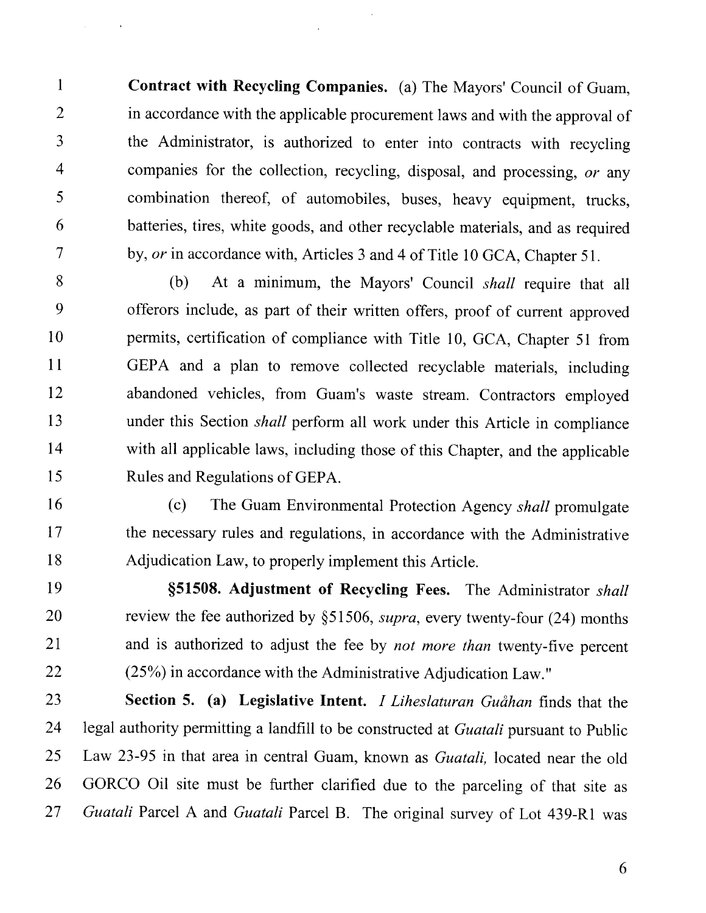**Contract with Recycling Companies.** (a) The Mayors' Council of Guam, in accordance with the applicable procurement laws and with the approval of the Administrator, is authorized to enter into contracts with recycling companies for the collection, recycling, disposal, and processing, *or* any combination thereof, of automobiles, buses, heavy equipment, trucks, batteries, tires, white goods, and other recyclable materials, and as required by, *or* in accordance with, Articles 3 and 4 of Title 10 GCA, Chapter 51.

(b) At a minimum, the Mayors' Council *shall* require that all offerors include, as part of their written offers, proof of current approved permits, certification of compliance with Title 10, GCA, Chapter 51 from GEPA and a plan to remove collected recyclable materials, including abandoned vehicles, from Guam's waste stream. Contractors employed under this Section *shall* perform all work under this Article in compliance with all applicable laws, including those of this Chapter, and the applicable Rules and Regulations of GEPA.

(c) The Guam Environmental Protection Agency *shall* promulgate the necessary rules and regulations, in accordance with the Administrative Adjudication Law, to properly implement this Article.

**§51508. Adjustment of Recycling Fees.** The Administrator *shall* review the fee authorized by §51506, *supra*, every twenty-four (24) months and is authorized to adjust the fee by *not more than* twenty-five percent (25%) in accordance with the Administrative Adjudication Law."

**Section 5. (a) Legislative Intent.** *I Liheslaturan Guåhan* finds that the legal authority permitting a landfill to be constructed at *Guatali* pursuant to Public Law 23-95 in that area in central Guam, known as *Guatali,* located near the old GORCO Oil site must be further clarified due to the parceling of that site as *Guatali* Parcel A and *Guatali* Parcel B. The original survey of Lot 439-R1 was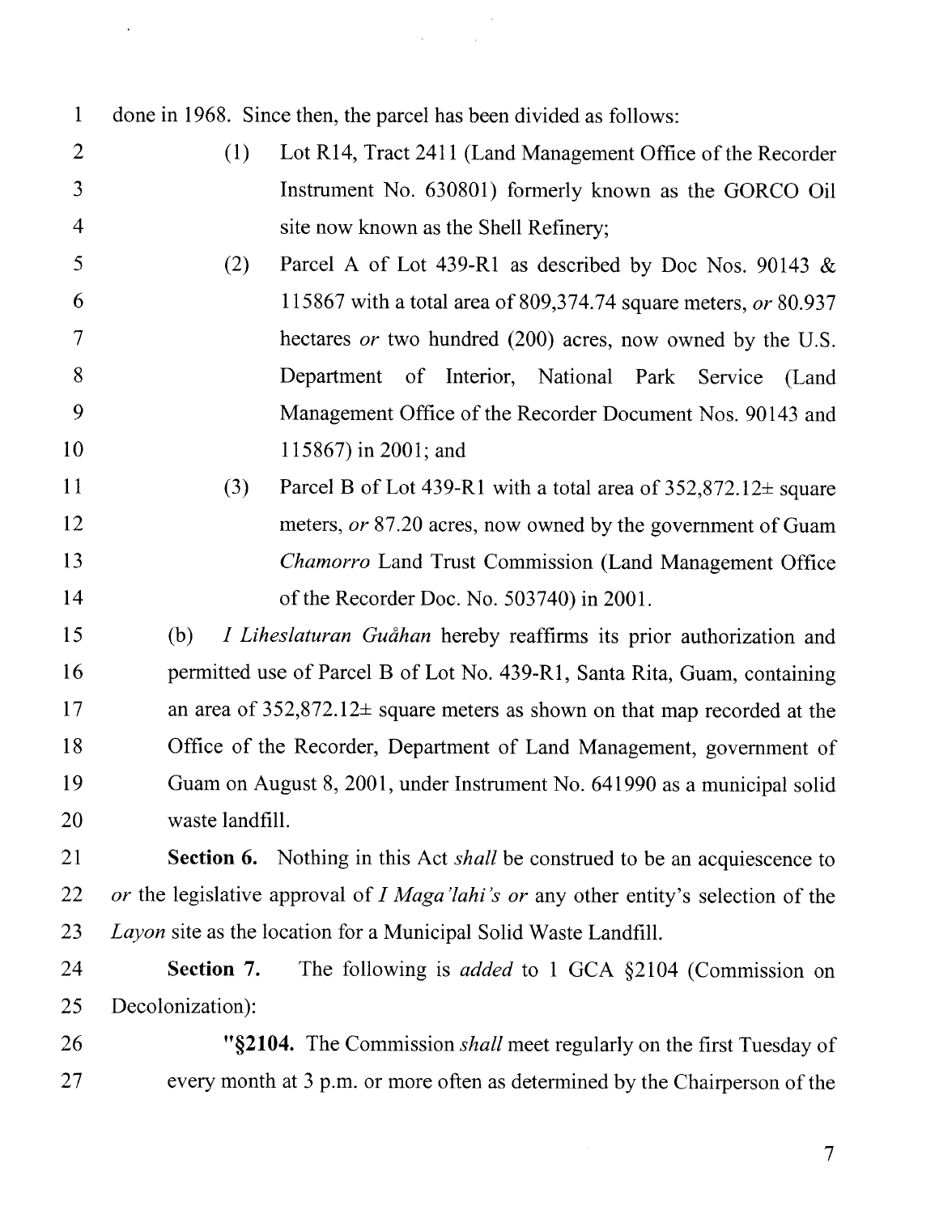done in 1968. Since then, the parcel has been divided as follows:

(1) Lot R14, Tract 2411 (Land Management Office of the Recorder Instrument No. 630801) formerly known as the GORCO Oil site now known as the Shell Refinery;

(2) Parcel A of Lot 439-R1 as described by Doc Nos. 90143 & 115867 with a total area of 809,374.74 square meters, *or* 80.937 hectares *or* two hundred (200) acres, now owned by the U.S. Department of Interior, National Park Service (Land Management Office of the Recorder Document Nos. 90143 and 115867) in 2001; and

(3) Parcel B of Lot 439-R1 with a total area of 352,872.12± square meters, *or* 87.20 acres, now owned by the government of Guam *Chamorro* Land Trust Commission (Land Management Office of the Recorder Doc. No. 503740) in 2001.

(b) *I Liheslaturan Guåhan* hereby reaffirms its prior authorization and permitted use of Parcel B of Lot No. 439-R1, Santa Rita, Guam, containing an area of 352,872.12± square meters as shown on that map recorded at the Office of the Recorder, Department of Land Management, government of Guam on August 8, 2001, under Instrument No. 641990 as a municipal solid waste landfill.

**Section 6.** Nothing in this Act *shall* be construed to be an acquiescence to *or* the legislative approval of *I Maga'lahi's or* any other entity's selection of the *Layon* site as the location for a Municipal Solid Waste Landfill.

**Section 7.** The following is *added* to 1 GCA §2104 (Commission on Decolonization):

"**§2104.** The Commission *shall* meet regularly on the first Tuesday of every month at 3 p.m. or more often as determined by the Chairperson of the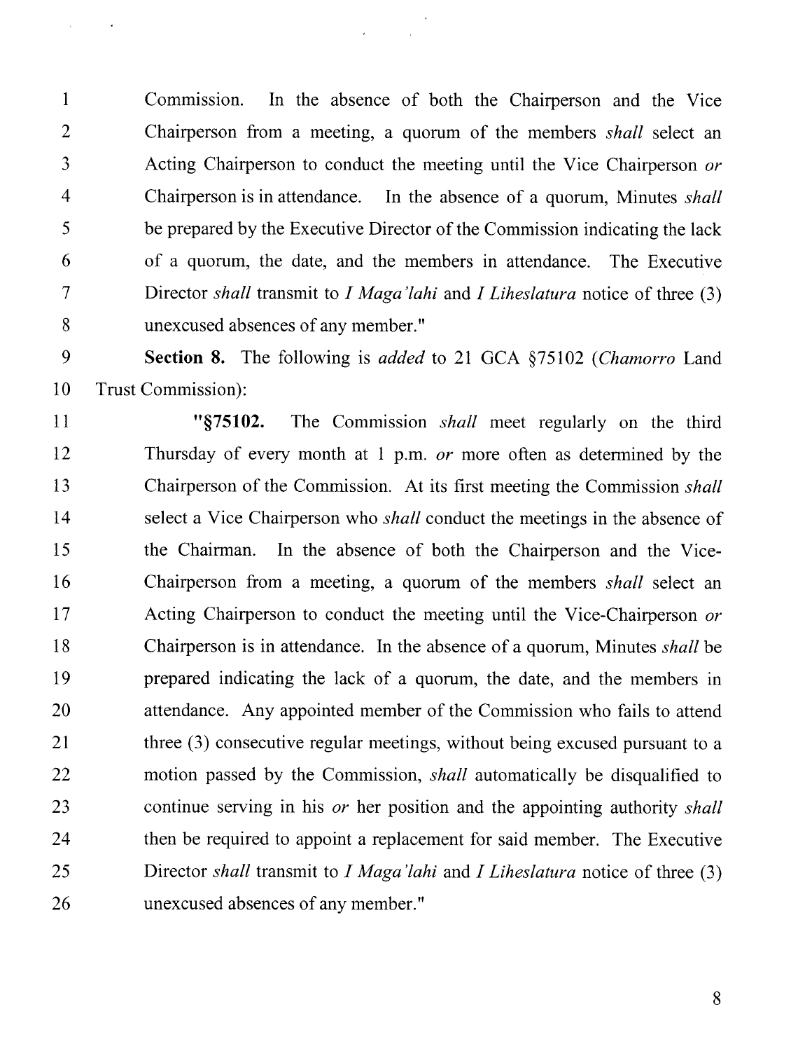Commission. In the absence of both the Chairperson and the Vice Chairperson from a meeting, a quorum of the members *shall* select an Acting Chairperson to conduct the meeting until the Vice Chairperson *or* Chairperson is in attendance. In the absence of a quorum, Minutes *shall* be prepared by the Executive Director of the Commission indicating the lack of a quorum, the date, and the members in attendance. The Executive Director *shall* transmit to *I Maga'lahi* and *I Liheslatura* notice of three (3) unexcused absences of any member."

**Section 8.** The following is *added* to 21 GCA §75102 (*Chamorro* Land Trust Commission):

"**§75102.** The Commission *shall* meet regularly on the third Thursday of every month at 1 p.m. *or* more often as determined by the Chairperson of the Commission. At its first meeting the Commission *shall* select a Vice Chairperson who *shall* conduct the meetings in the absence of the Chairman. In the absence of both the Chairperson and the Vice-Chairperson from a meeting, a quorum of the members *shall* select an Acting Chairperson to conduct the meeting until the Vice-Chairperson *or* Chairperson is in attendance. In the absence of a quorum, Minutes *shall* be prepared indicating the lack of a quorum, the date, and the members in attendance. Any appointed member of the Commission who fails to attend three (3) consecutive regular meetings, without being excused pursuant to a motion passed by the Commission, *shall* automatically be disqualified to continue serving in his *or* her position and the appointing authority *shall* then be required to appoint a replacement for said member. The Executive Director *shall* transmit to *I Maga'lahi* and *I Liheslatura* notice of three (3) unexcused absences of any member."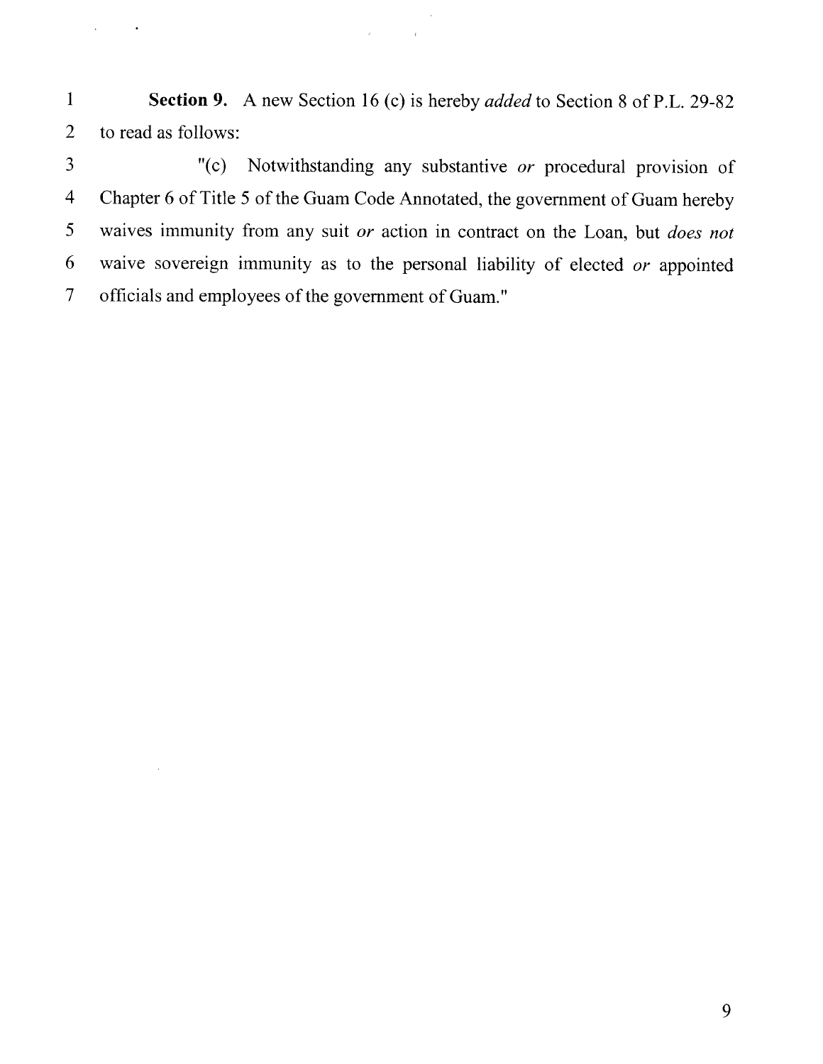**Section 9.** A new Section 16 (c) is hereby *added* to Section 8 of P.L. 29-82 to read as follows:

"(c) Notwithstanding any substantive *or* procedural provision of Chapter 6 of Title 5 of the Guam Code Annotated, the government of Guam hereby waives immunity from any suit *or* action in contract on the Loan, but *does not* waive sovereign immunity as to the personal liability of elected *or* appointed officials and employees of the government of Guam."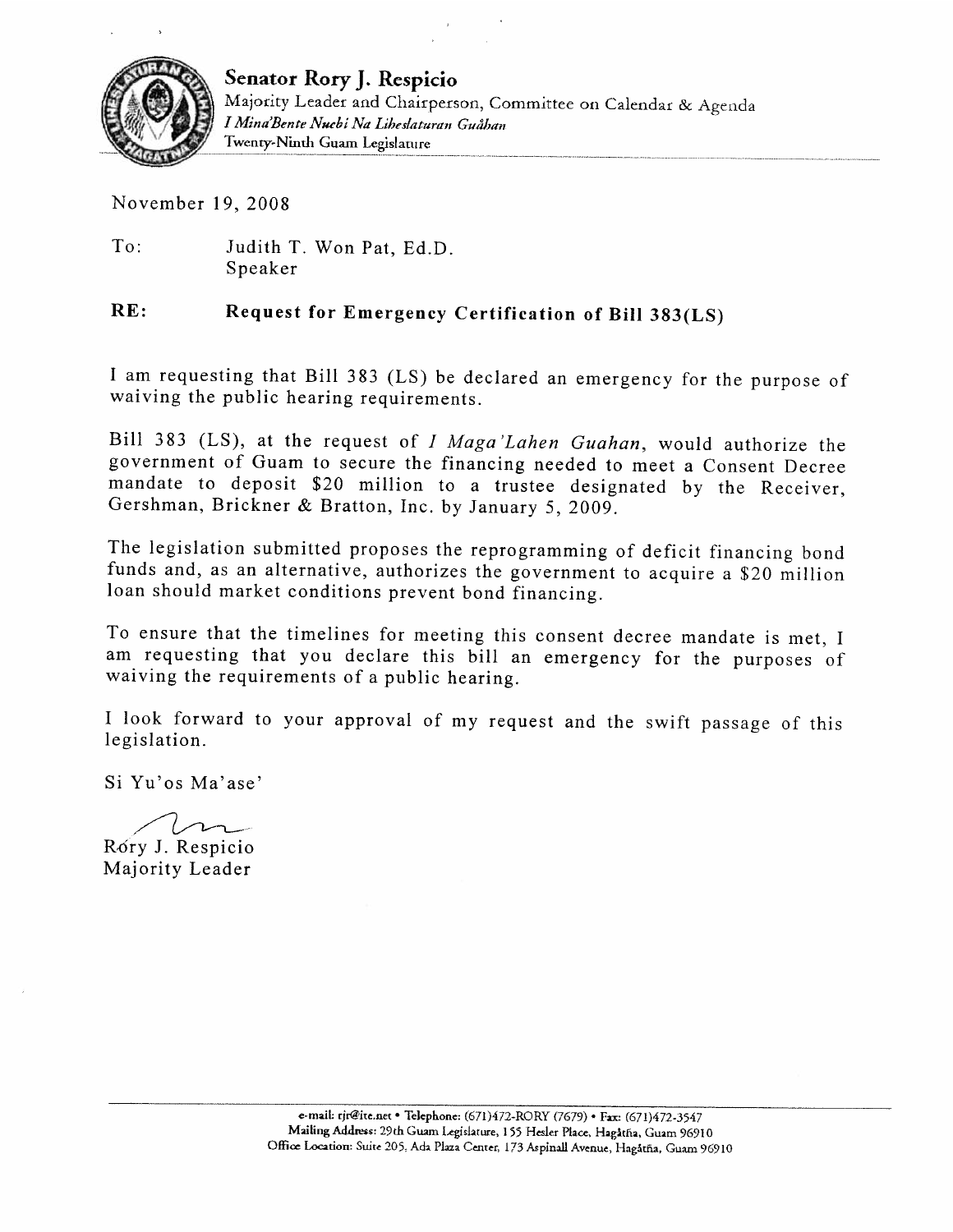**Senator Rory J. Respicio**
Majority Leader and Chairperson, Committee on Calendar & Agenda
*I Mina'Bente Nuebi Na Liheslaturan Guåhan*
Twenty-Ninth Guam Legislature

November 19, 2008

To: Judith T. Won Pat, Ed.D.
Speaker

**RE: Request for Emergency Certification of Bill 383(LS)**

I am requesting that Bill 383 (LS) be declared an emergency for the purpose of waiving the public hearing requirements.

Bill 383 (LS), at the request of *I Maga'Lahen Guahan*, would authorize the government of Guam to secure the financing needed to meet a Consent Decree mandate to deposit $20 million to a trustee designated by the Receiver, Gershman, Brickner & Bratton, Inc. by January 5, 2009.

The legislation submitted proposes the reprogramming of deficit financing bond funds and, as an alternative, authorizes the government to acquire a $20 million loan should market conditions prevent bond financing.

To ensure that the timelines for meeting this consent decree mandate is met, I am requesting that you declare this bill an emergency for the purposes of waiving the requirements of a public hearing.

I look forward to your approval of my request and the swift passage of this legislation.

Si Yu'os Ma'ase'

Rory J. Respicio
Majority Leader

e-mail: rjr@ite.net • Telephone: (671)472-RORY (7679) • Fax: (671)472-3547
Mailing Address: 29th Guam Legislature, 155 Hesler Place, Hagåtña, Guam 96910
Office Location: Suite 205, Ada Plaza Center, 173 Aspinall Avenue, Hagåtña, Guam 96910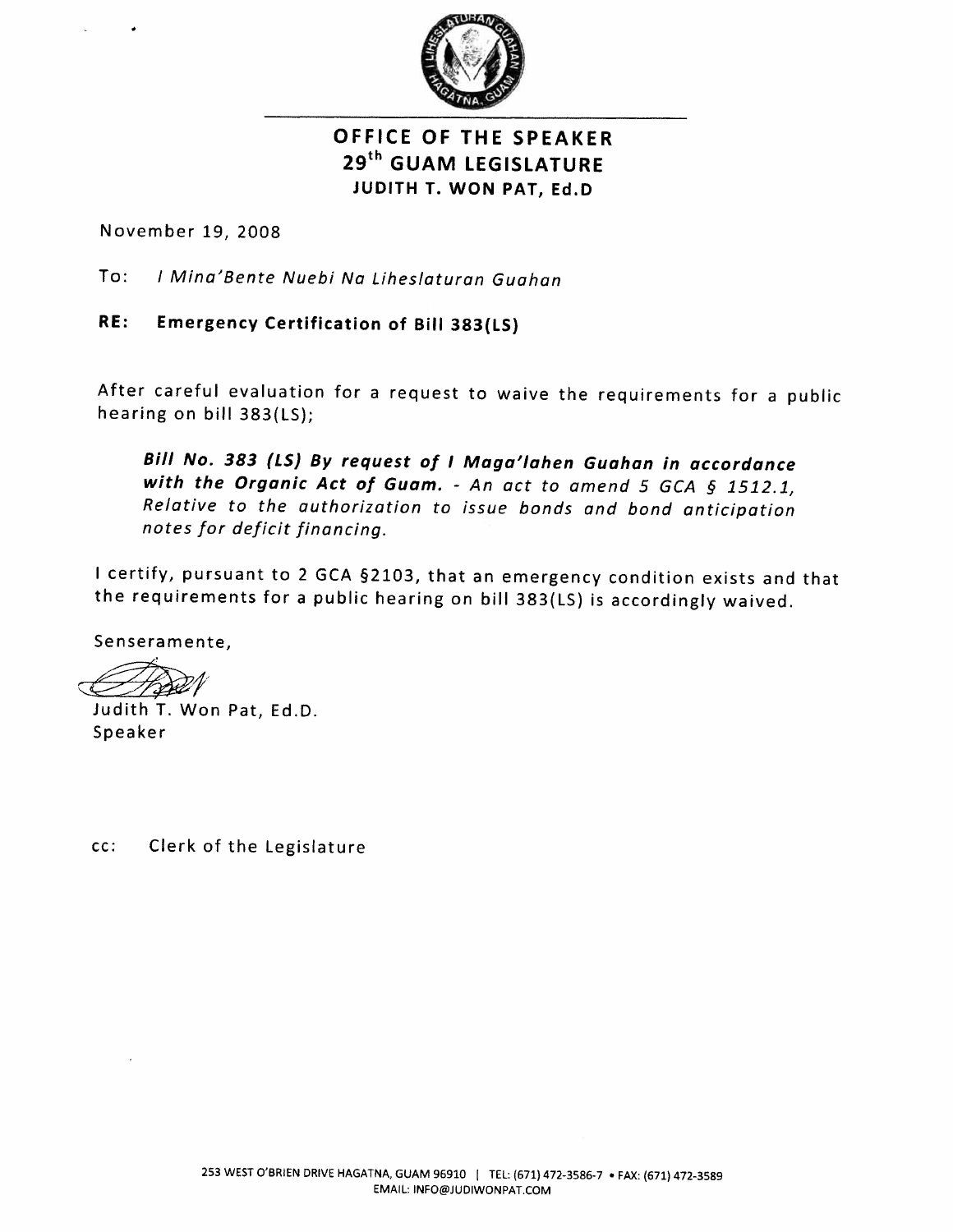# OFFICE OF THE SPEAKER
## 29th GUAM LEGISLATURE
### JUDITH T. WON PAT, Ed.D

November 19, 2008

To: *I Mina'Bente Nuebi Na Liheslaturan Guahan*

**RE: Emergency Certification of Bill 383(LS)**

After careful evaluation for a request to waive the requirements for a public hearing on bill 383(LS);

> ***Bill No. 383 (LS) By request of I Maga'lahen Guahan in accordance with the Organic Act of Guam.*** *- An act to amend 5 GCA § 1512.1, Relative to the authorization to issue bonds and bond anticipation notes for deficit financing.*

I certify, pursuant to 2 GCA §2103, that an emergency condition exists and that the requirements for a public hearing on bill 383(LS) is accordingly waived.

Senseramente,

Judith T. Won Pat, Ed.D.
Speaker

cc: Clerk of the Legislature

253 WEST O'BRIEN DRIVE HAGATNA, GUAM 96910 | TEL: (671) 472-3586-7 • FAX: (671) 472-3589
EMAIL: INFO@JUDIWONPAT.COM